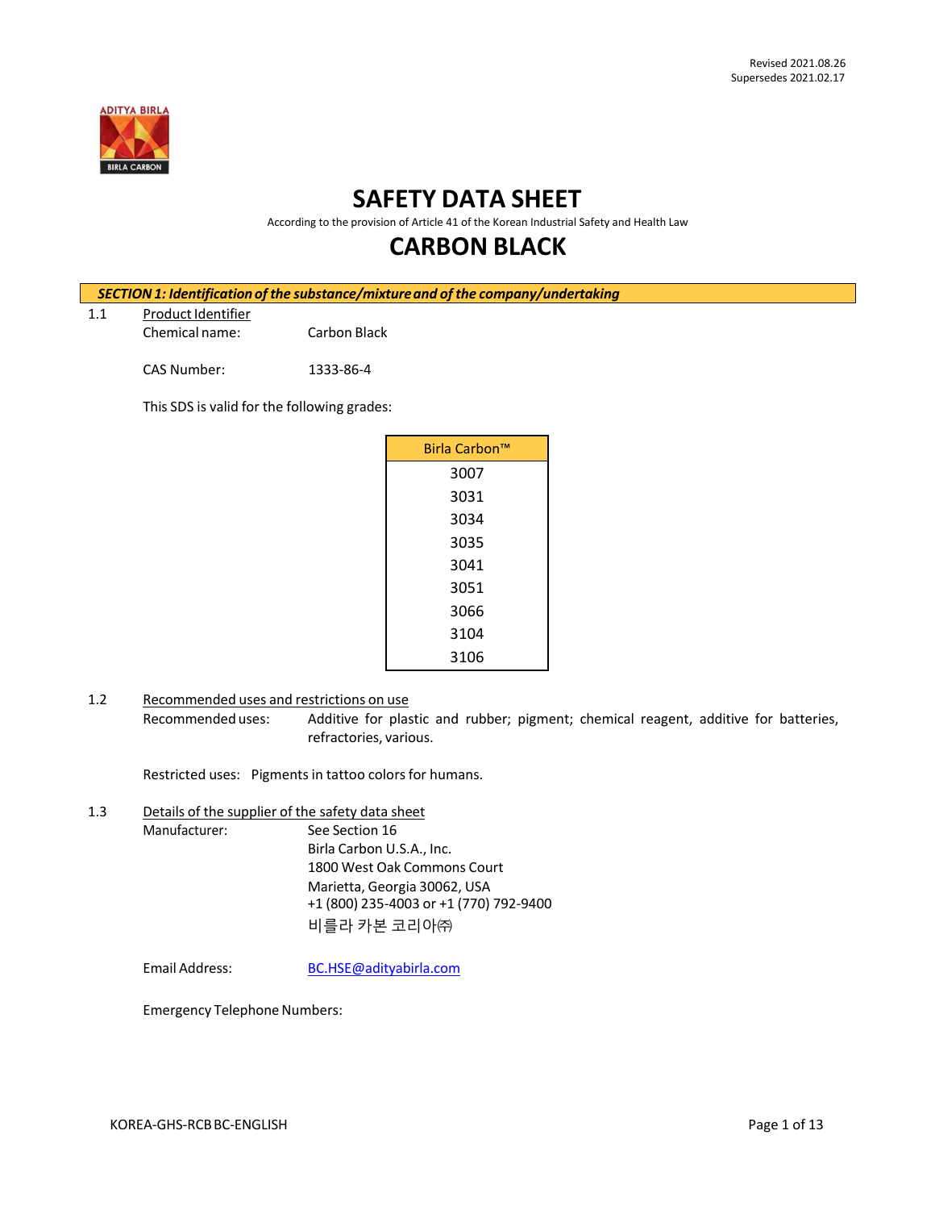Revised 2021.08.26
Supersedes 2021.02.17

# SAFETY DATA SHEET

According to the provision of Article 41 of the Korean Industrial Safety and Health Law

# CARBON BLACK

## *SECTION 1: Identification of the substance/mixture and of the company/undertaking*

1.1 Product Identifier

Chemical name: Carbon Black

CAS Number: 1333-86-4

This SDS is valid for the following grades:

| Birla Carbon™ |
|---|
| 3007 |
| 3031 |
| 3034 |
| 3035 |
| 3041 |
| 3051 |
| 3066 |
| 3104 |
| 3106 |

1.2 Recommended uses and restrictions on use

Recommended uses: Additive for plastic and rubber; pigment; chemical reagent, additive for batteries, refractories, various.

Restricted uses: Pigments in tattoo colors for humans.

1.3 Details of the supplier of the safety data sheet

Manufacturer: See Section 16
Birla Carbon U.S.A., Inc.
1800 West Oak Commons Court
Marietta, Georgia 30062, USA
+1 (800) 235-4003 or +1 (770) 792-9400
비를라 카본 코리아㈜

Email Address: BC.HSE@adityabirla.com

Emergency Telephone Numbers: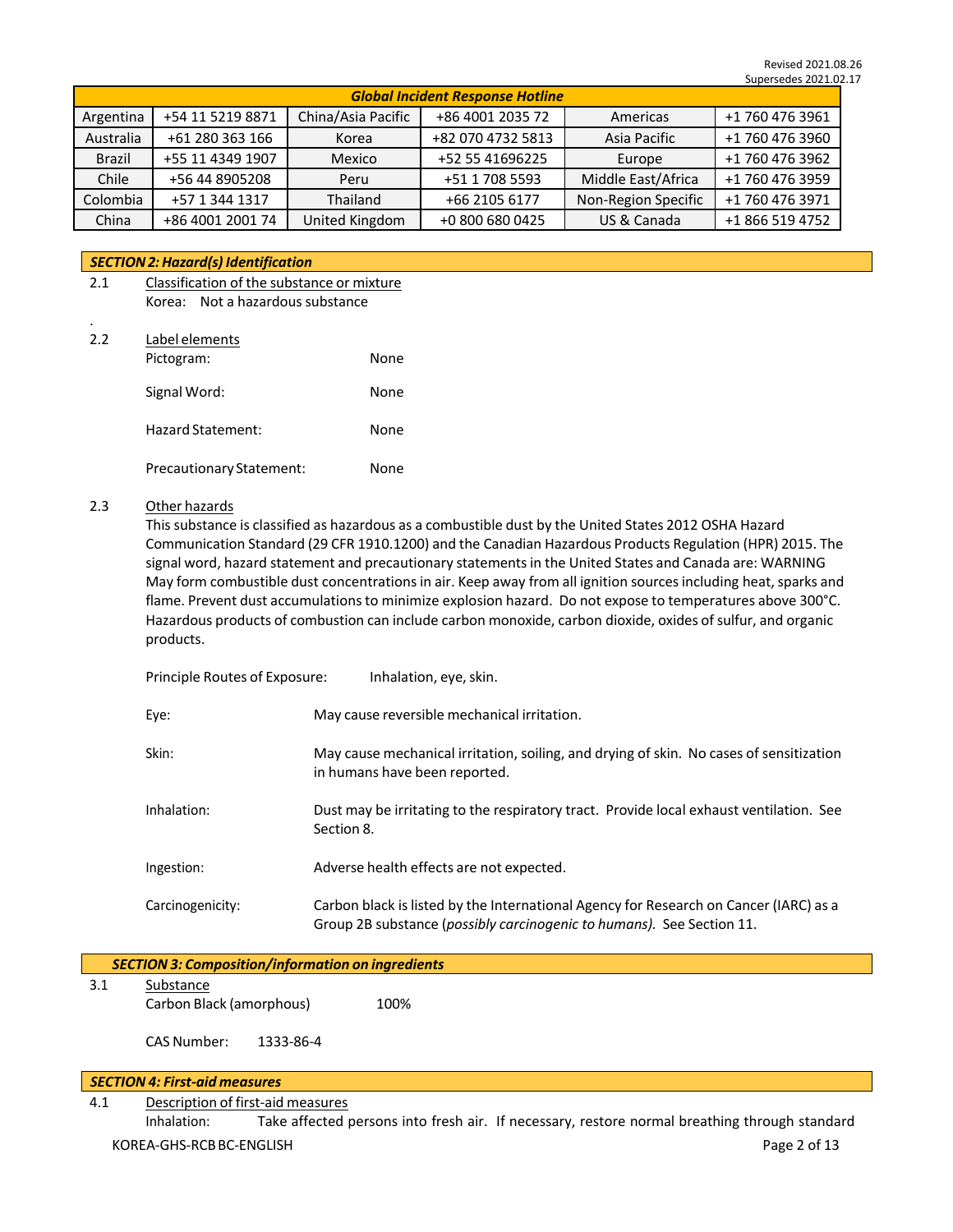Revised 2021.08.26
Supersedes 2021.02.17

| Global Incident Response Hotline | | | | | |
|---|---|---|---|---|---|
| Argentina | +54 11 5219 8871 | China/Asia Pacific | +86 4001 2035 72 | Americas | +1 760 476 3961 |
| Australia | +61 280 363 166 | Korea | +82 070 4732 5813 | Asia Pacific | +1 760 476 3960 |
| Brazil | +55 11 4349 1907 | Mexico | +52 55 41696225 | Europe | +1 760 476 3962 |
| Chile | +56 44 8905208 | Peru | +51 1 708 5593 | Middle East/Africa | +1 760 476 3959 |
| Colombia | +57 1 344 1317 | Thailand | +66 2105 6177 | Non-Region Specific | +1 760 476 3971 |
| China | +86 4001 2001 74 | United Kingdom | +0 800 680 0425 | US & Canada | +1 866 519 4752 |

## *SECTION 2: Hazard(s) Identification*

2.1 Classification of the substance or mixture

Korea: Not a hazardous substance

.

2.2 Label elements

Pictogram: None

Signal Word: None

Hazard Statement: None

Precautionary Statement: None

2.3 Other hazards

This substance is classified as hazardous as a combustible dust by the United States 2012 OSHA Hazard Communication Standard (29 CFR 1910.1200) and the Canadian Hazardous Products Regulation (HPR) 2015. The signal word, hazard statement and precautionary statements in the United States and Canada are: WARNING May form combustible dust concentrations in air. Keep away from all ignition sources including heat, sparks and flame. Prevent dust accumulations to minimize explosion hazard. Do not expose to temperatures above 300°C. Hazardous products of combustion can include carbon monoxide, carbon dioxide, oxides of sulfur, and organic products.

Principle Routes of Exposure: Inhalation, eye, skin.

Eye: May cause reversible mechanical irritation.

Skin: May cause mechanical irritation, soiling, and drying of skin. No cases of sensitization in humans have been reported.

Inhalation: Dust may be irritating to the respiratory tract. Provide local exhaust ventilation. See Section 8.

Ingestion: Adverse health effects are not expected.

Carcinogenicity: Carbon black is listed by the International Agency for Research on Cancer (IARC) as a Group 2B substance (*possibly carcinogenic to humans).* See Section 11.

## *SECTION 3: Composition/information on ingredients*

3.1 Substance

Carbon Black (amorphous) 100%

CAS Number: 1333-86-4

## *SECTION 4: First-aid measures*

4.1 Description of first-aid measures

Inhalation: Take affected persons into fresh air. If necessary, restore normal breathing through standard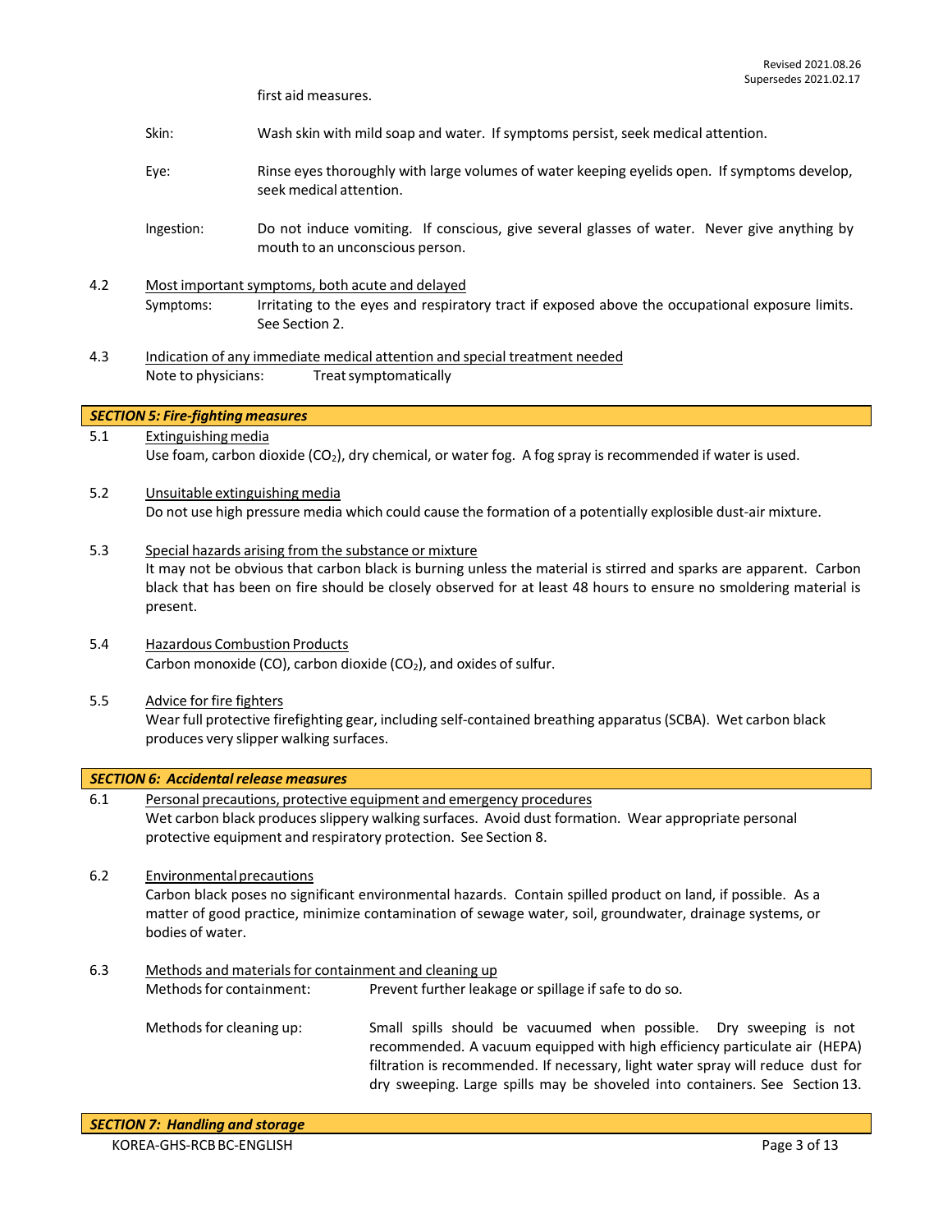first aid measures.

Skin: Wash skin with mild soap and water. If symptoms persist, seek medical attention.

Eye: Rinse eyes thoroughly with large volumes of water keeping eyelids open. If symptoms develop, seek medical attention.

Ingestion: Do not induce vomiting. If conscious, give several glasses of water. Never give anything by mouth to an unconscious person.

4.2 Most important symptoms, both acute and delayed

Symptoms: Irritating to the eyes and respiratory tract if exposed above the occupational exposure limits. See Section 2.

4.3 Indication of any immediate medical attention and special treatment needed

Note to physicians: Treat symptomatically

## *SECTION 5: Fire-fighting measures*

5.1 Extinguishing media

Use foam, carbon dioxide ($CO_2$), dry chemical, or water fog. A fog spray is recommended if water is used.

5.2 Unsuitable extinguishing media

Do not use high pressure media which could cause the formation of a potentially explosible dust-air mixture.

5.3 Special hazards arising from the substance or mixture

It may not be obvious that carbon black is burning unless the material is stirred and sparks are apparent. Carbon black that has been on fire should be closely observed for at least 48 hours to ensure no smoldering material is present.

5.4 Hazardous Combustion Products

Carbon monoxide (CO), carbon dioxide ($CO_2$), and oxides of sulfur.

5.5 Advice for fire fighters

Wear full protective firefighting gear, including self-contained breathing apparatus (SCBA). Wet carbon black produces very slipper walking surfaces.

## *SECTION 6: Accidental release measures*

6.1 Personal precautions, protective equipment and emergency procedures

Wet carbon black produces slippery walking surfaces. Avoid dust formation. Wear appropriate personal protective equipment and respiratory protection. See Section 8.

6.2 Environmental precautions

Carbon black poses no significant environmental hazards. Contain spilled product on land, if possible. As a matter of good practice, minimize contamination of sewage water, soil, groundwater, drainage systems, or bodies of water.

6.3 Methods and materials for containment and cleaning up

Methods for containment: Prevent further leakage or spillage if safe to do so.

Methods for cleaning up: Small spills should be vacuumed when possible. Dry sweeping is not recommended. A vacuum equipped with high efficiency particulate air (HEPA) filtration is recommended. If necessary, light water spray will reduce dust for dry sweeping. Large spills may be shoveled into containers. See Section 13.

## *SECTION 7: Handling and storage*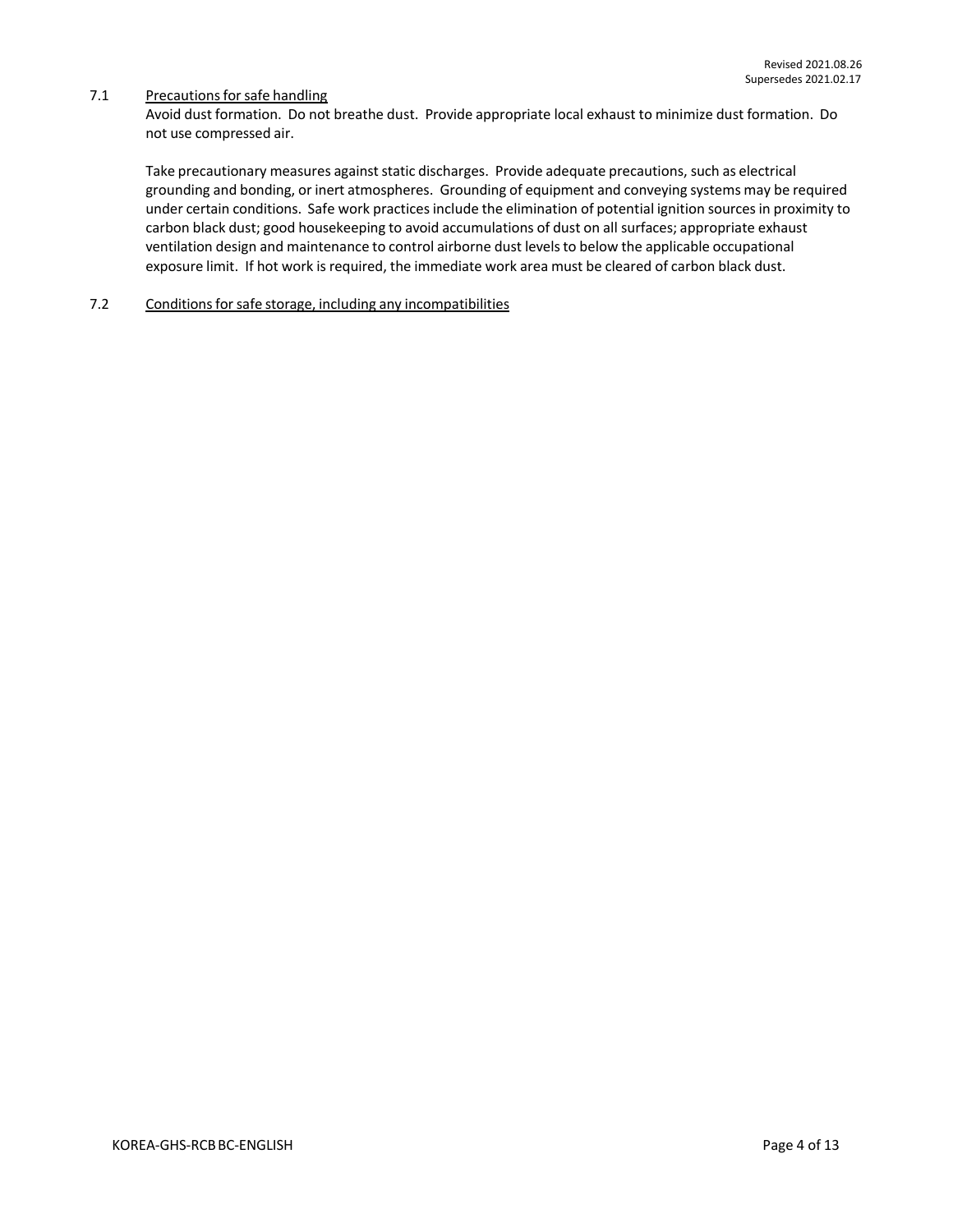7.1 Precautions for safe handling

Avoid dust formation. Do not breathe dust. Provide appropriate local exhaust to minimize dust formation. Do not use compressed air.

Take precautionary measures against static discharges. Provide adequate precautions, such as electrical grounding and bonding, or inert atmospheres. Grounding of equipment and conveying systems may be required under certain conditions. Safe work practices include the elimination of potential ignition sources in proximity to carbon black dust; good housekeeping to avoid accumulations of dust on all surfaces; appropriate exhaust ventilation design and maintenance to control airborne dust levels to below the applicable occupational exposure limit. If hot work is required, the immediate work area must be cleared of carbon black dust.

7.2 Conditions for safe storage, including any incompatibilities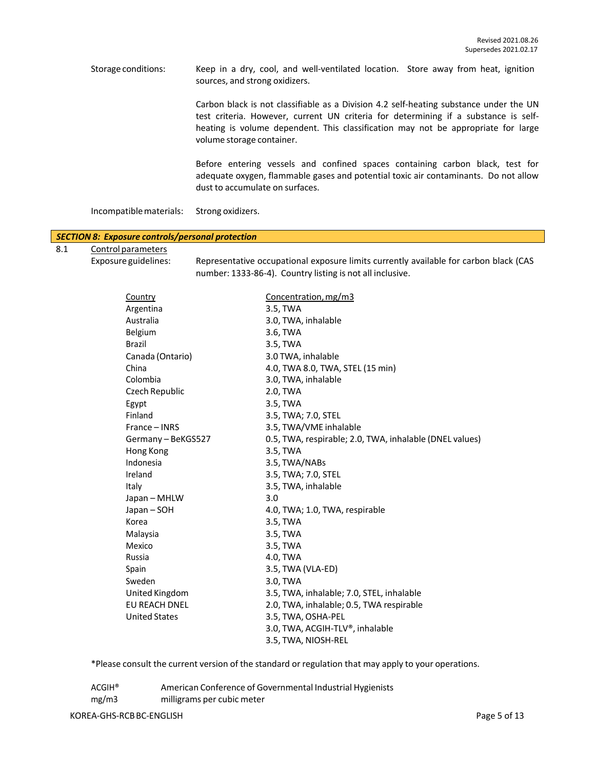Storage conditions: Keep in a dry, cool, and well-ventilated location. Store away from heat, ignition sources, and strong oxidizers.

Carbon black is not classifiable as a Division 4.2 self-heating substance under the UN test criteria. However, current UN criteria for determining if a substance is self-heating is volume dependent. This classification may not be appropriate for large volume storage container.

Before entering vessels and confined spaces containing carbon black, test for adequate oxygen, flammable gases and potential toxic air contaminants. Do not allow dust to accumulate on surfaces.

Incompatible materials: Strong oxidizers.

## *SECTION 8: Exposure controls/personal protection*

8.1 Control parameters

Exposure guidelines: Representative occupational exposure limits currently available for carbon black (CAS number: 1333-86-4). Country listing is not all inclusive.

| Country | Concentration, mg/m3 |
|---|---|
| Argentina | 3.5, TWA |
| Australia | 3.0, TWA, inhalable |
| Belgium | 3.6, TWA |
| Brazil | 3.5, TWA |
| Canada (Ontario) | 3.0 TWA, inhalable |
| China | 4.0, TWA 8.0, TWA, STEL (15 min) |
| Colombia | 3.0, TWA, inhalable |
| Czech Republic | 2.0, TWA |
| Egypt | 3.5, TWA |
| Finland | 3.5, TWA; 7.0, STEL |
| France – INRS | 3.5, TWA/VME inhalable |
| Germany – BeKGS527 | 0.5, TWA, respirable; 2.0, TWA, inhalable (DNEL values) |
| Hong Kong | 3.5, TWA |
| Indonesia | 3.5, TWA/NABs |
| Ireland | 3.5, TWA; 7.0, STEL |
| Italy | 3.5, TWA, inhalable |
| Japan – MHLW | 3.0 |
| Japan – SOH | 4.0, TWA; 1.0, TWA, respirable |
| Korea | 3.5, TWA |
| Malaysia | 3.5, TWA |
| Mexico | 3.5, TWA |
| Russia | 4.0, TWA |
| Spain | 3.5, TWA (VLA-ED) |
| Sweden | 3.0, TWA |
| United Kingdom | 3.5, TWA, inhalable; 7.0, STEL, inhalable |
| EU REACH DNEL | 2.0, TWA, inhalable; 0.5, TWA respirable |
| United States | 3.5, TWA, OSHA-PEL |
| | 3.0, TWA, ACGIH-TLV®, inhalable |
| | 3.5, TWA, NIOSH-REL |

*Please consult the current version of the standard or regulation that may apply to your operations.

ACGIH® American Conference of Governmental Industrial Hygienists

mg/m3 milligrams per cubic meter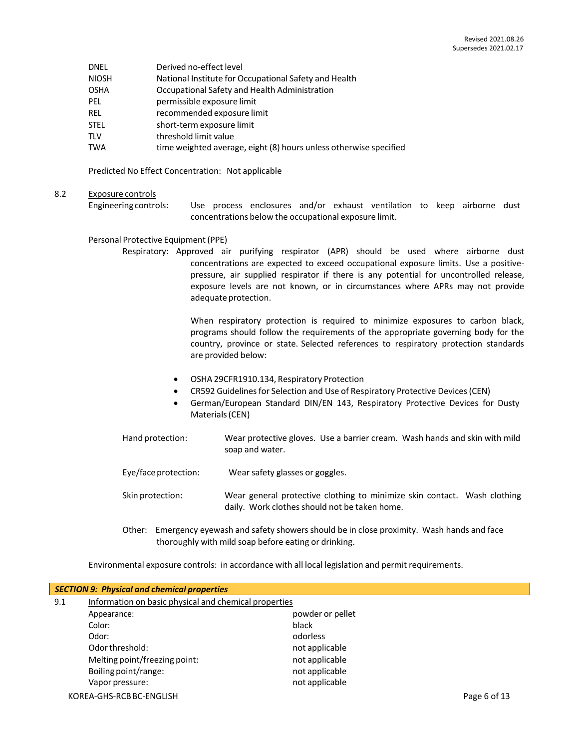| | |
|---|---|
| DNEL | Derived no-effect level |
| NIOSH | National Institute for Occupational Safety and Health |
| OSHA | Occupational Safety and Health Administration |
| PEL | permissible exposure limit |
| REL | recommended exposure limit |
| STEL | short-term exposure limit |
| TLV | threshold limit value |
| TWA | time weighted average, eight (8) hours unless otherwise specified |

Predicted No Effect Concentration: Not applicable

8.2 Exposure controls

Engineering controls: Use process enclosures and/or exhaust ventilation to keep airborne dust concentrations below the occupational exposure limit.

Personal Protective Equipment (PPE)

Respiratory: Approved air purifying respirator (APR) should be used where airborne dust concentrations are expected to exceed occupational exposure limits. Use a positive-pressure, air supplied respirator if there is any potential for uncontrolled release, exposure levels are not known, or in circumstances where APRs may not provide adequate protection.

When respiratory protection is required to minimize exposures to carbon black, programs should follow the requirements of the appropriate governing body for the country, province or state. Selected references to respiratory protection standards are provided below:

- OSHA 29CFR1910.134, Respiratory Protection
- CR592 Guidelines for Selection and Use of Respiratory Protective Devices (CEN)
- German/European Standard DIN/EN 143, Respiratory Protective Devices for Dusty Materials (CEN)

Hand protection: Wear protective gloves. Use a barrier cream. Wash hands and skin with mild soap and water.

Eye/face protection: Wear safety glasses or goggles.

Skin protection: Wear general protective clothing to minimize skin contact. Wash clothing daily. Work clothes should not be taken home.

Other: Emergency eyewash and safety showers should be in close proximity. Wash hands and face thoroughly with mild soap before eating or drinking.

Environmental exposure controls: in accordance with all local legislation and permit requirements.

## ***SECTION 9: Physical and chemical properties***

9.1 Information on basic physical and chemical properties

| | |
|---|---|
| Appearance: | powder or pellet |
| Color: | black |
| Odor: | odorless |
| Odor threshold: | not applicable |
| Melting point/freezing point: | not applicable |
| Boiling point/range: | not applicable |
| Vapor pressure: | not applicable |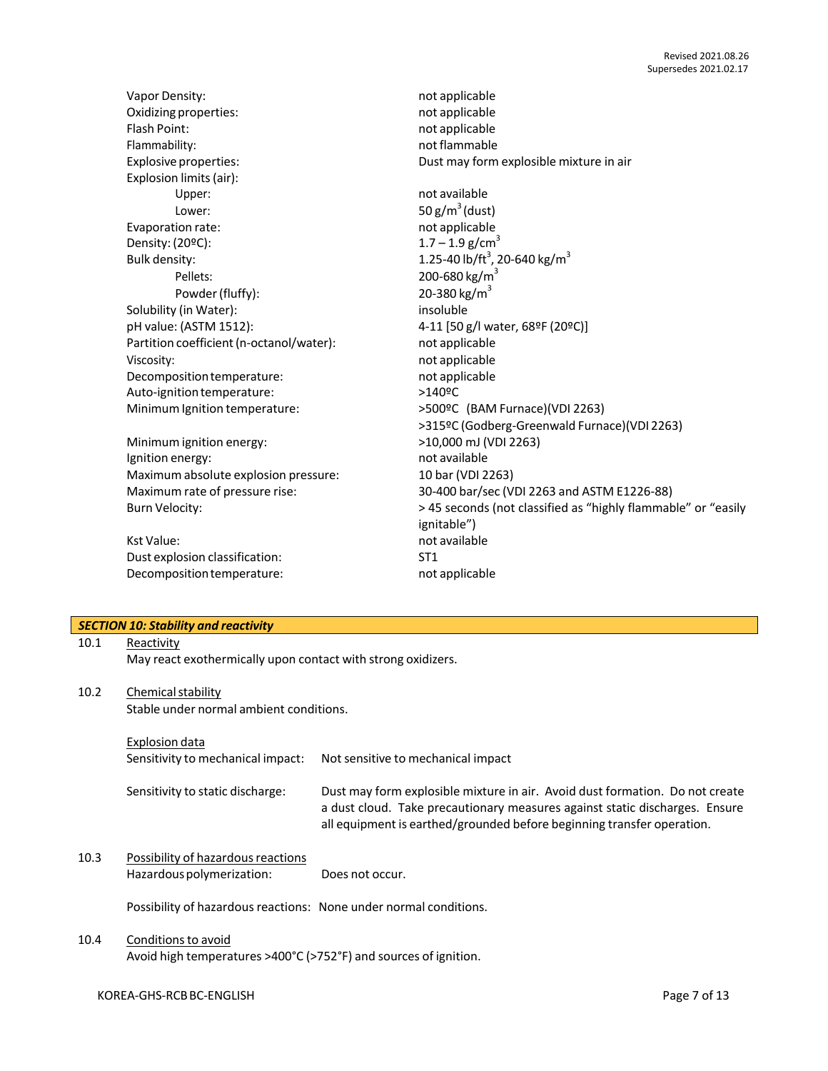| | |
|---|---|
| Vapor Density: | not applicable |
| Oxidizing properties: | not applicable |
| Flash Point: | not applicable |
| Flammability: | not flammable |
| Explosive properties: | Dust may form explosible mixture in air |
| Explosion limits (air): | |
| Upper: | not available |
| Lower: | 50 g/m$^3$ (dust) |
| Evaporation rate: | not applicable |
| Density: (20ºC): | 1.7 – 1.9 g/cm$^3$ |
| Bulk density: | 1.25-40 lb/ft$^3$, 20-640 kg/m$^3$ |
| Pellets: | 200-680 kg/m$^3$ |
| Powder (fluffy): | 20-380 kg/m$^3$ |
| Solubility (in Water): | insoluble |
| pH value: (ASTM 1512): | 4-11 [50 g/l water, 68ºF (20ºC)] |
| Partition coefficient (n-octanol/water): | not applicable |
| Viscosity: | not applicable |
| Decomposition temperature: | not applicable |
| Auto-ignition temperature: | >140ºC |
| Minimum Ignition temperature: | >500ºC (BAM Furnace)(VDI 2263)<br>>315ºC (Godberg-Greenwald Furnace)(VDI 2263) |
| Minimum ignition energy: | >10,000 mJ (VDI 2263) |
| Ignition energy: | not available |
| Maximum absolute explosion pressure: | 10 bar (VDI 2263) |
| Maximum rate of pressure rise: | 30-400 bar/sec (VDI 2263 and ASTM E1226-88) |
| Burn Velocity: | > 45 seconds (not classified as "highly flammable" or "easily ignitable") |
| Kst Value: | not available |
| Dust explosion classification: | ST1 |
| Decomposition temperature: | not applicable |

## *SECTION 10: Stability and reactivity*

**10.1 Reactivity**

May react exothermically upon contact with strong oxidizers.

**10.2 Chemical stability**

Stable under normal ambient conditions.

Explosion data

Sensitivity to mechanical impact: Not sensitive to mechanical impact

Sensitivity to static discharge: Dust may form explosible mixture in air. Avoid dust formation. Do not create a dust cloud. Take precautionary measures against static discharges. Ensure all equipment is earthed/grounded before beginning transfer operation.

**10.3 Possibility of hazardous reactions**

Hazardous polymerization: Does not occur.

Possibility of hazardous reactions: None under normal conditions.

**10.4 Conditions to avoid**

Avoid high temperatures >400°C (>752°F) and sources of ignition.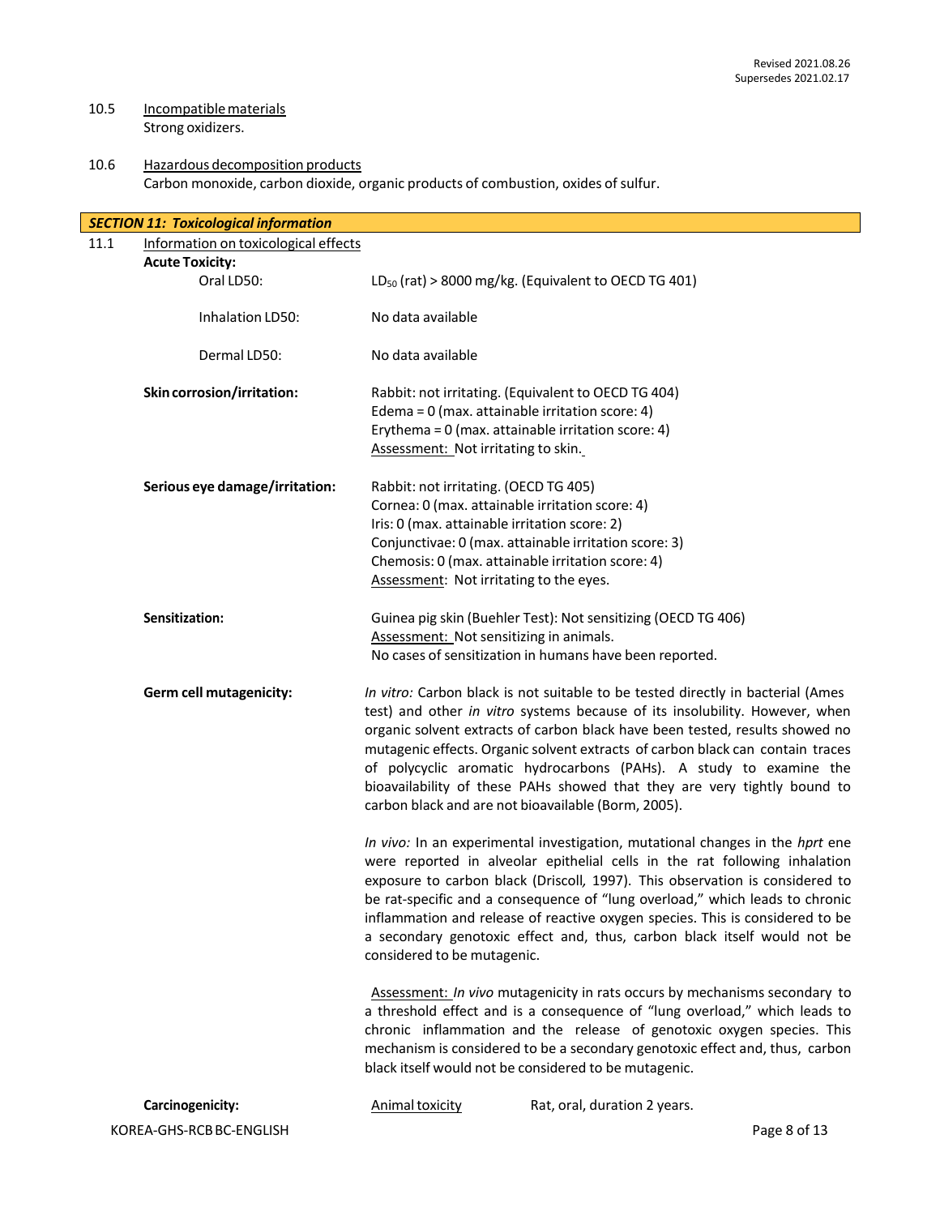10.5 Incompatible materials

Strong oxidizers.

10.6 Hazardous decomposition products

Carbon monoxide, carbon dioxide, organic products of combustion, oxides of sulfur.

## *SECTION 11: Toxicological information*

11.1 Information on toxicological effects

**Acute Toxicity:**

| | |
|---|---|
| Oral LD50: | $LD_{50}$ (rat) > 8000 mg/kg. (Equivalent to OECD TG 401) |
| Inhalation LD50: | No data available |
| Dermal LD50: | No data available |

**Skin corrosion/irritation:**

Rabbit: not irritating. (Equivalent to OECD TG 404)
Edema = 0 (max. attainable irritation score: 4)
Erythema = 0 (max. attainable irritation score: 4)
Assessment: Not irritating to skin.

**Serious eye damage/irritation:**

Rabbit: not irritating. (OECD TG 405)
Cornea: 0 (max. attainable irritation score: 4)
Iris: 0 (max. attainable irritation score: 2)
Conjunctivae: 0 (max. attainable irritation score: 3)
Chemosis: 0 (max. attainable irritation score: 4)
Assessment: Not irritating to the eyes.

**Sensitization:**

Guinea pig skin (Buehler Test): Not sensitizing (OECD TG 406)
Assessment: Not sensitizing in animals.
No cases of sensitization in humans have been reported.

**Germ cell mutagenicity:**

*In vitro:* Carbon black is not suitable to be tested directly in bacterial (Ames test) and other *in vitro* systems because of its insolubility. However, when organic solvent extracts of carbon black have been tested, results showed no mutagenic effects. Organic solvent extracts of carbon black can contain traces of polycyclic aromatic hydrocarbons (PAHs). A study to examine the bioavailability of these PAHs showed that they are very tightly bound to carbon black and are not bioavailable (Borm, 2005).

*In vivo:* In an experimental investigation, mutational changes in the *hprt* ene were reported in alveolar epithelial cells in the rat following inhalation exposure to carbon black (Driscoll, 1997). This observation is considered to be rat-specific and a consequence of "lung overload," which leads to chronic inflammation and release of reactive oxygen species. This is considered to be a secondary genotoxic effect and, thus, carbon black itself would not be considered to be mutagenic.

Assessment: *In vivo* mutagenicity in rats occurs by mechanisms secondary to a threshold effect and is a consequence of "lung overload," which leads to chronic inflammation and the release of genotoxic oxygen species. This mechanism is considered to be a secondary genotoxic effect and, thus, carbon black itself would not be considered to be mutagenic.

**Carcinogenicity:**

Animal toxicity Rat, oral, duration 2 years.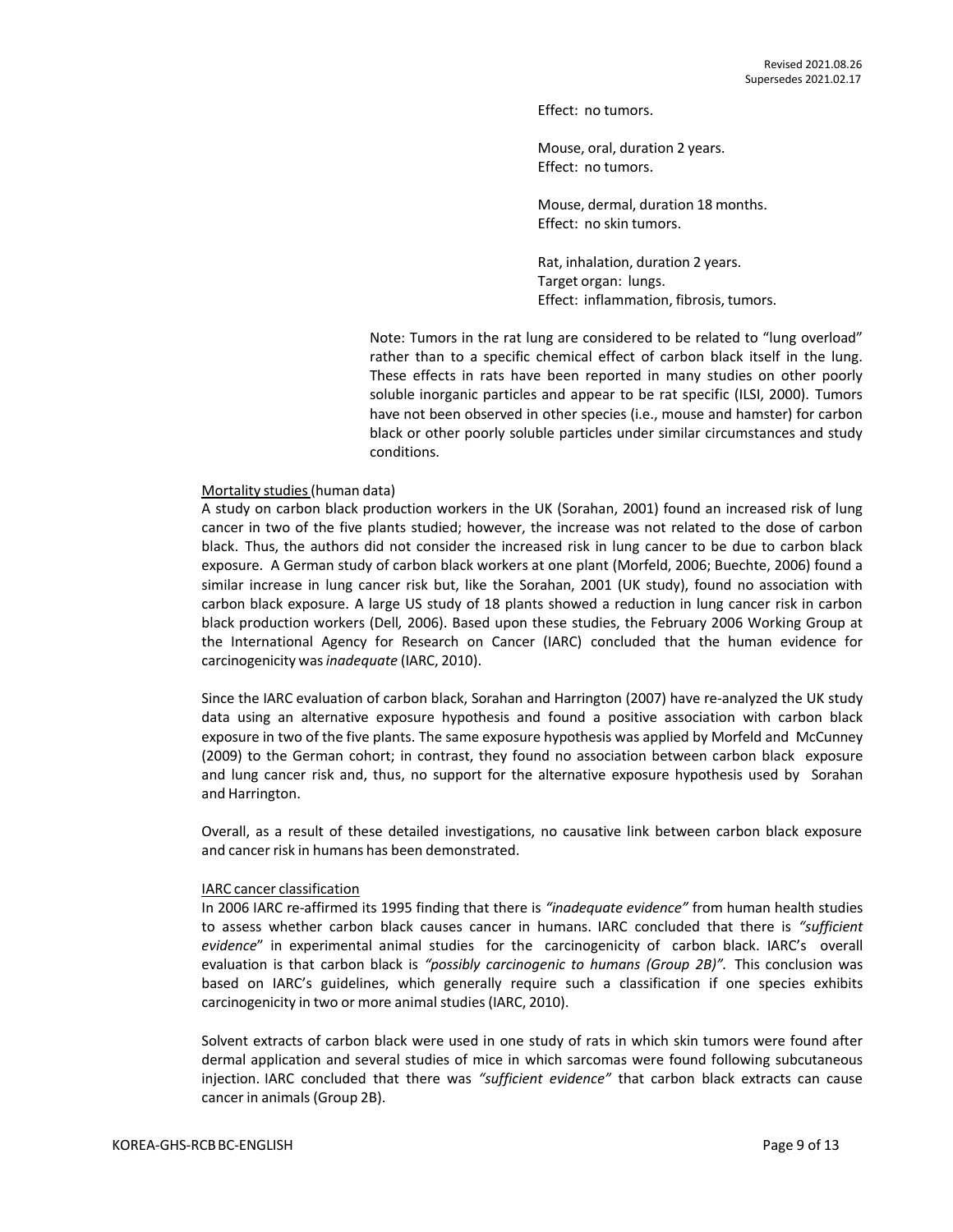Effect: no tumors.

Mouse, oral, duration 2 years.
Effect: no tumors.

Mouse, dermal, duration 18 months.
Effect: no skin tumors.

Rat, inhalation, duration 2 years.
Target organ: lungs.
Effect: inflammation, fibrosis, tumors.

Note: Tumors in the rat lung are considered to be related to "lung overload" rather than to a specific chemical effect of carbon black itself in the lung. These effects in rats have been reported in many studies on other poorly soluble inorganic particles and appear to be rat specific (ILSI, 2000). Tumors have not been observed in other species (i.e., mouse and hamster) for carbon black or other poorly soluble particles under similar circumstances and study conditions.

Mortality studies (human data)

A study on carbon black production workers in the UK (Sorahan, 2001) found an increased risk of lung cancer in two of the five plants studied; however, the increase was not related to the dose of carbon black. Thus, the authors did not consider the increased risk in lung cancer to be due to carbon black exposure. A German study of carbon black workers at one plant (Morfeld, 2006; Buechte, 2006) found a similar increase in lung cancer risk but, like the Sorahan, 2001 (UK study), found no association with carbon black exposure. A large US study of 18 plants showed a reduction in lung cancer risk in carbon black production workers (Dell, 2006). Based upon these studies, the February 2006 Working Group at the International Agency for Research on Cancer (IARC) concluded that the human evidence for carcinogenicity was *inadequate* (IARC, 2010).

Since the IARC evaluation of carbon black, Sorahan and Harrington (2007) have re-analyzed the UK study data using an alternative exposure hypothesis and found a positive association with carbon black exposure in two of the five plants. The same exposure hypothesis was applied by Morfeld and McCunney (2009) to the German cohort; in contrast, they found no association between carbon black exposure and lung cancer risk and, thus, no support for the alternative exposure hypothesis used by Sorahan and Harrington.

Overall, as a result of these detailed investigations, no causative link between carbon black exposure and cancer risk in humans has been demonstrated.

IARC cancer classification

In 2006 IARC re-affirmed its 1995 finding that there is *"inadequate evidence"* from human health studies to assess whether carbon black causes cancer in humans. IARC concluded that there is *"sufficient evidence"* in experimental animal studies for the carcinogenicity of carbon black. IARC's overall evaluation is that carbon black is *"possibly carcinogenic to humans (Group 2B)".* This conclusion was based on IARC's guidelines, which generally require such a classification if one species exhibits carcinogenicity in two or more animal studies (IARC, 2010).

Solvent extracts of carbon black were used in one study of rats in which skin tumors were found after dermal application and several studies of mice in which sarcomas were found following subcutaneous injection. IARC concluded that there was *"sufficient evidence"* that carbon black extracts can cause cancer in animals (Group 2B).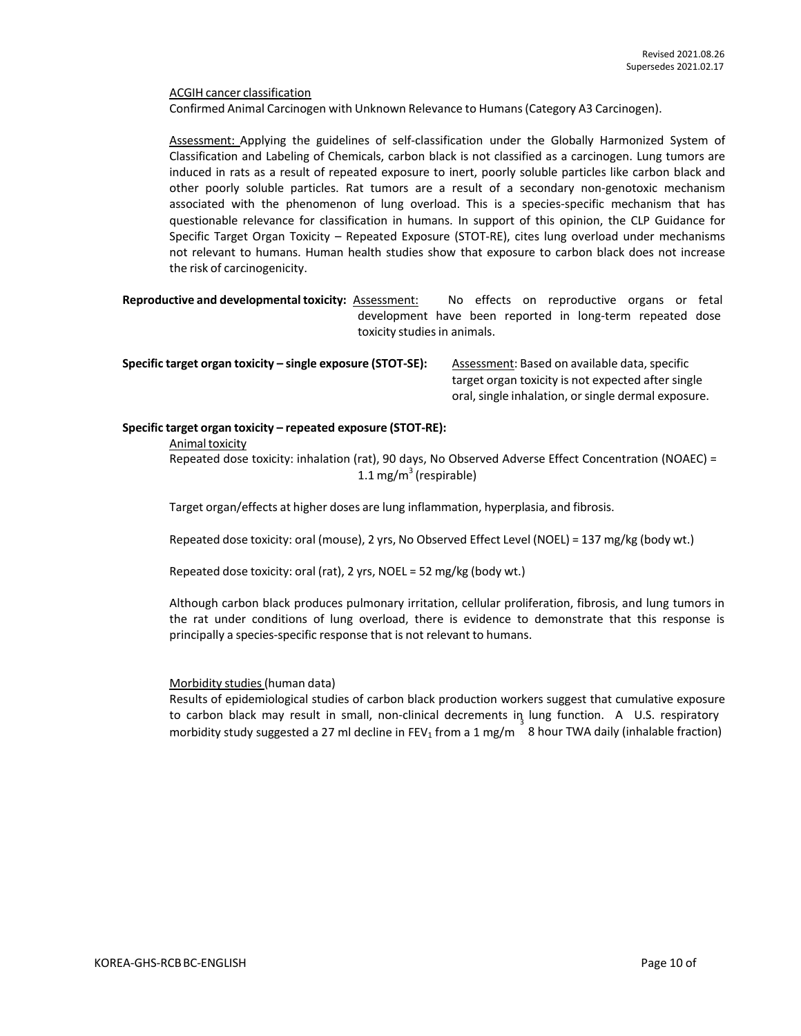ACGIH cancer classification

Confirmed Animal Carcinogen with Unknown Relevance to Humans (Category A3 Carcinogen).

Assessment: Applying the guidelines of self-classification under the Globally Harmonized System of Classification and Labeling of Chemicals, carbon black is not classified as a carcinogen. Lung tumors are induced in rats as a result of repeated exposure to inert, poorly soluble particles like carbon black and other poorly soluble particles. Rat tumors are a result of a secondary non-genotoxic mechanism associated with the phenomenon of lung overload. This is a species-specific mechanism that has questionable relevance for classification in humans. In support of this opinion, the CLP Guidance for Specific Target Organ Toxicity – Repeated Exposure (STOT-RE), cites lung overload under mechanisms not relevant to humans. Human health studies show that exposure to carbon black does not increase the risk of carcinogenicity.

**Reproductive and developmental toxicity:** Assessment: No effects on reproductive organs or fetal development have been reported in long-term repeated dose toxicity studies in animals.

**Specific target organ toxicity – single exposure (STOT-SE):** Assessment: Based on available data, specific target organ toxicity is not expected after single oral, single inhalation, or single dermal exposure.

**Specific target organ toxicity – repeated exposure (STOT-RE):**

Animal toxicity

Repeated dose toxicity: inhalation (rat), 90 days, No Observed Adverse Effect Concentration (NOAEC) = 1.1 mg/m$^3$ (respirable)

Target organ/effects at higher doses are lung inflammation, hyperplasia, and fibrosis.

Repeated dose toxicity: oral (mouse), 2 yrs, No Observed Effect Level (NOEL) = 137 mg/kg (body wt.)

Repeated dose toxicity: oral (rat), 2 yrs, NOEL = 52 mg/kg (body wt.)

Although carbon black produces pulmonary irritation, cellular proliferation, fibrosis, and lung tumors in the rat under conditions of lung overload, there is evidence to demonstrate that this response is principally a species-specific response that is not relevant to humans.

Morbidity studies (human data)

Results of epidemiological studies of carbon black production workers suggest that cumulative exposure to carbon black may result in small, non-clinical decrements in lung function. A U.S. respiratory morbidity study suggested a 27 ml decline in $FEV_1$ from a 1 mg/m$^3$ 8 hour TWA daily (inhalable fraction)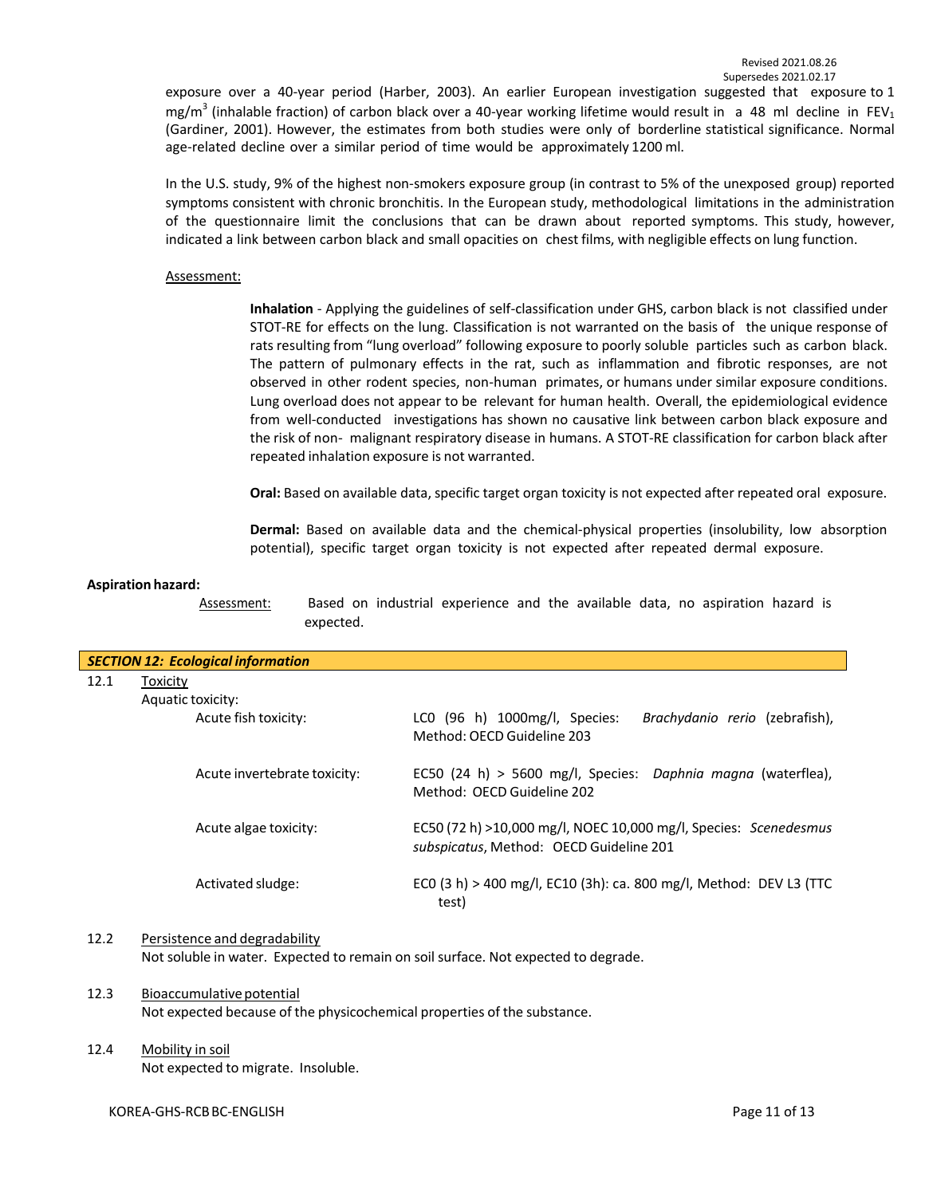exposure over a 40-year period (Harber, 2003). An earlier European investigation suggested that exposure to 1 $mg/m^3$ (inhalable fraction) of carbon black over a 40-year working lifetime would result in a 48 ml decline in $FEV_1$ (Gardiner, 2001). However, the estimates from both studies were only of borderline statistical significance. Normal age-related decline over a similar period of time would be approximately 1200 ml.

In the U.S. study, 9% of the highest non-smokers exposure group (in contrast to 5% of the unexposed group) reported symptoms consistent with chronic bronchitis. In the European study, methodological limitations in the administration of the questionnaire limit the conclusions that can be drawn about reported symptoms. This study, however, indicated a link between carbon black and small opacities on chest films, with negligible effects on lung function.

Assessment:

**Inhalation** - Applying the guidelines of self-classification under GHS, carbon black is not classified under STOT-RE for effects on the lung. Classification is not warranted on the basis of the unique response of rats resulting from "lung overload" following exposure to poorly soluble particles such as carbon black. The pattern of pulmonary effects in the rat, such as inflammation and fibrotic responses, are not observed in other rodent species, non-human primates, or humans under similar exposure conditions. Lung overload does not appear to be relevant for human health. Overall, the epidemiological evidence from well-conducted investigations has shown no causative link between carbon black exposure and the risk of non- malignant respiratory disease in humans. A STOT-RE classification for carbon black after repeated inhalation exposure is not warranted.

**Oral:** Based on available data, specific target organ toxicity is not expected after repeated oral exposure.

**Dermal:** Based on available data and the chemical-physical properties (insolubility, low absorption potential), specific target organ toxicity is not expected after repeated dermal exposure.

**Aspiration hazard:**

Assessment: Based on industrial experience and the available data, no aspiration hazard is expected.

## *SECTION 12: Ecological information*

12.1 Toxicity

Aquatic toxicity:

| | |
|---|---|
| Acute fish toxicity: | LC0 (96 h) 1000mg/l, Species: *Brachydanio rerio* (zebrafish), Method: OECD Guideline 203 |
| Acute invertebrate toxicity: | EC50 (24 h) > 5600 mg/l, Species: *Daphnia magna* (waterflea), Method: OECD Guideline 202 |
| Acute algae toxicity: | EC50 (72 h) >10,000 mg/l, NOEC 10,000 mg/l, Species: *Scenedesmus subspicatus*, Method: OECD Guideline 201 |
| Activated sludge: | EC0 (3 h) > 400 mg/l, EC10 (3h): ca. 800 mg/l, Method: DEV L3 (TTC test) |

12.2 Persistence and degradability

Not soluble in water. Expected to remain on soil surface. Not expected to degrade.

12.3 Bioaccumulative potential

Not expected because of the physicochemical properties of the substance.

12.4 Mobility in soil

Not expected to migrate. Insoluble.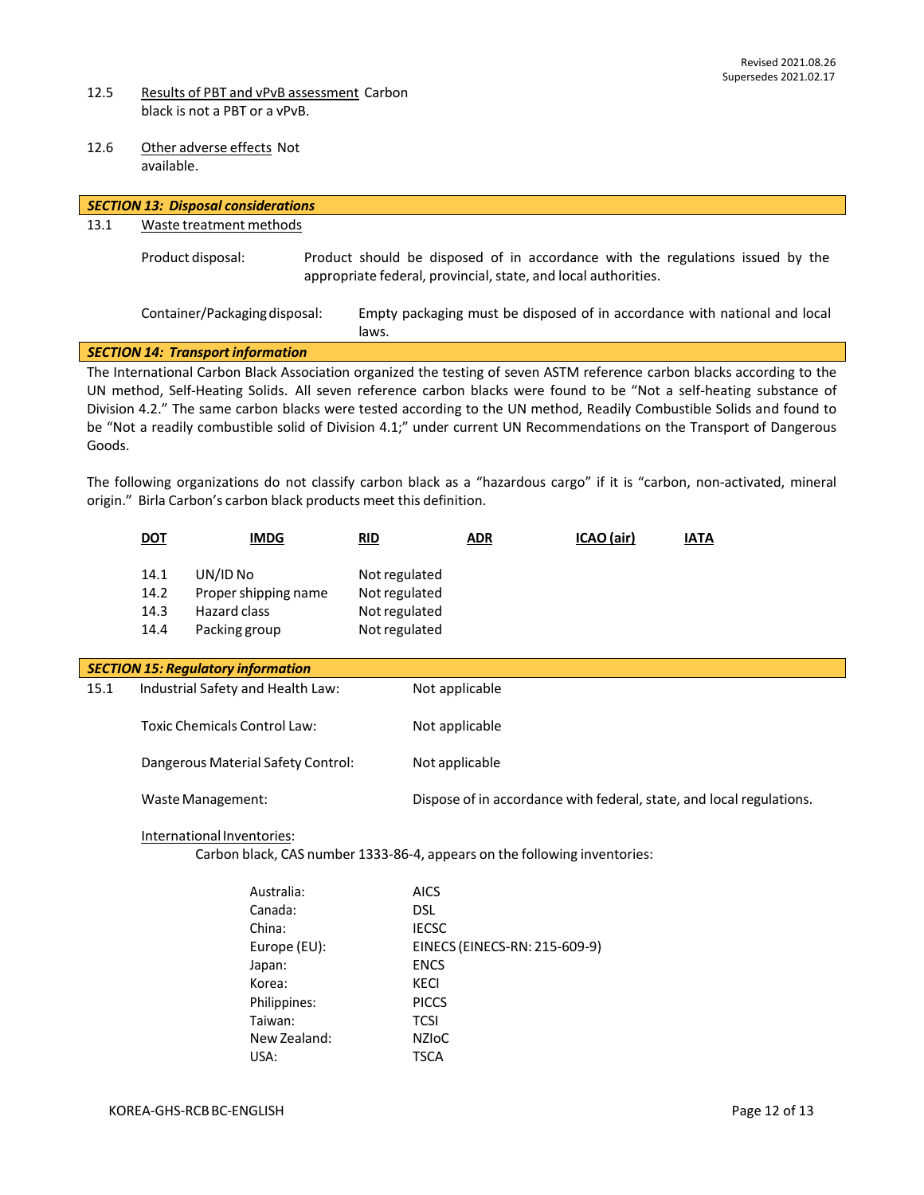12.5 Results of PBT and vPvB assessment Carbon black is not a PBT or a vPvB.

12.6 Other adverse effects Not available.

## SECTION 13: Disposal considerations

13.1 Waste treatment methods

Product disposal: Product should be disposed of in accordance with the regulations issued by the appropriate federal, provincial, state, and local authorities.

Container/Packaging disposal: Empty packaging must be disposed of in accordance with national and local laws.

## SECTION 14: Transport information

The International Carbon Black Association organized the testing of seven ASTM reference carbon blacks according to the UN method, Self-Heating Solids. All seven reference carbon blacks were found to be "Not a self-heating substance of Division 4.2." The same carbon blacks were tested according to the UN method, Readily Combustible Solids and found to be "Not a readily combustible solid of Division 4.1;" under current UN Recommendations on the Transport of Dangerous Goods.

The following organizations do not classify carbon black as a "hazardous cargo" if it is "carbon, non-activated, mineral origin." Birla Carbon's carbon black products meet this definition.

**DOT** **IMDG** **RID** **ADR** **ICAO (air)** **IATA**

| | | |
|---|---|---|
| 14.1 | UN/ID No | Not regulated |
| 14.2 | Proper shipping name | Not regulated |
| 14.3 | Hazard class | Not regulated |
| 14.4 | Packing group | Not regulated |

## SECTION 15: Regulatory information

15.1 Industrial Safety and Health Law: Not applicable

Toxic Chemicals Control Law: Not applicable

Dangerous Material Safety Control: Not applicable

Waste Management: Dispose of in accordance with federal, state, and local regulations.

International Inventories:

Carbon black, CAS number 1333-86-4, appears on the following inventories:

| | |
|---|---|
| Australia: | AICS |
| Canada: | DSL |
| China: | IECSC |
| Europe (EU): | EINECS (EINECS-RN: 215-609-9) |
| Japan: | ENCS |
| Korea: | KECI |
| Philippines: | PICCS |
| Taiwan: | TCSI |
| New Zealand: | NZIoC |
| USA: | TSCA |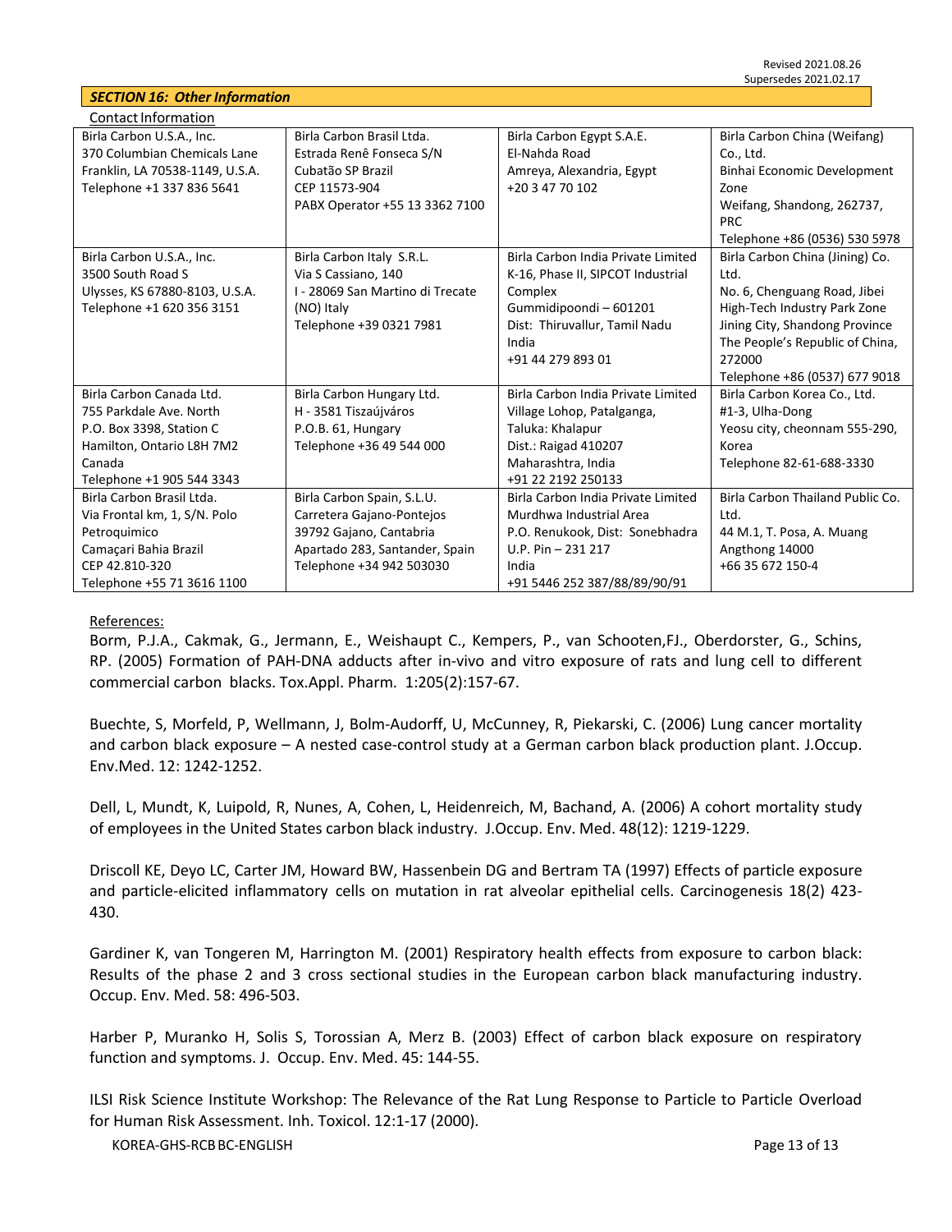Revised 2021.08.26
Supersedes 2021.02.17

## SECTION 16: Other Information

Contact Information

| | | | |
|---|---|---|---|
| Birla Carbon U.S.A., Inc.<br>370 Columbian Chemicals Lane<br>Franklin, LA 70538-1149, U.S.A.<br>Telephone +1 337 836 5641 | Birla Carbon Brasil Ltda.<br>Estrada Renê Fonseca S/N<br>Cubatão SP Brazil<br>CEP 11573-904<br>PABX Operator +55 13 3362 7100 | Birla Carbon Egypt S.A.E.<br>El-Nahda Road<br>Amreya, Alexandria, Egypt<br>+20 3 47 70 102 | Birla Carbon China (Weifang) Co., Ltd.<br>Binhai Economic Development Zone<br>Weifang, Shandong, 262737, PRC<br>Telephone +86 (0536) 530 5978 |
| Birla Carbon U.S.A., Inc.<br>3500 South Road S<br>Ulysses, KS 67880-8103, U.S.A.<br>Telephone +1 620 356 3151 | Birla Carbon Italy S.R.L.<br>Via S Cassiano, 140<br>I - 28069 San Martino di Trecate (NO) Italy<br>Telephone +39 0321 7981 | Birla Carbon India Private Limited<br>K-16, Phase II, SIPCOT Industrial Complex<br>Gummidipoondi – 601201<br>Dist: Thiruvallur, Tamil Nadu<br>India<br>+91 44 279 893 01 | Birla Carbon China (Jining) Co. Ltd.<br>No. 6, Chenguang Road, Jibei High-Tech Industry Park Zone<br>Jining City, Shandong Province<br>The People's Republic of China, 272000<br>Telephone +86 (0537) 677 9018 |
| Birla Carbon Canada Ltd.<br>755 Parkdale Ave. North<br>P.O. Box 3398, Station C<br>Hamilton, Ontario L8H 7M2<br>Canada<br>Telephone +1 905 544 3343 | Birla Carbon Hungary Ltd.<br>H - 3581 Tiszaújváros<br>P.O.B. 61, Hungary<br>Telephone +36 49 544 000 | Birla Carbon India Private Limited<br>Village Lohop, Patalganga,<br>Taluka: Khalapur<br>Dist.: Raigad 410207<br>Maharashtra, India<br>+91 22 2192 250133 | Birla Carbon Korea Co., Ltd.<br>#1-3, Ulha-Dong<br>Yeosu city, cheonnam 555-290, Korea<br>Telephone 82-61-688-3330 |
| Birla Carbon Brasil Ltda.<br>Via Frontal km, 1, S/N. Polo Petroquimico<br>Camaçari Bahia Brazil<br>CEP 42.810-320<br>Telephone +55 71 3616 1100 | Birla Carbon Spain, S.L.U.<br>Carretera Gajano-Pontejos<br>39792 Gajano, Cantabria<br>Apartado 283, Santander, Spain<br>Telephone +34 942 503030 | Birla Carbon India Private Limited<br>Murdhwa Industrial Area<br>P.O. Renukook, Dist: Sonebhadra<br>U.P. Pin – 231 217<br>India<br>+91 5446 252 387/88/89/90/91 | Birla Carbon Thailand Public Co. Ltd.<br>44 M.1, T. Posa, A. Muang<br>Angthong 14000<br>+66 35 672 150-4 |

References:

Borm, P.J.A., Cakmak, G., Jermann, E., Weishaupt C., Kempers, P., van Schooten,FJ., Oberdorster, G., Schins, RP. (2005) Formation of PAH-DNA adducts after in-vivo and vitro exposure of rats and lung cell to different commercial carbon blacks. Tox.Appl. Pharm. 1:205(2):157-67.

Buechte, S, Morfeld, P, Wellmann, J, Bolm-Audorff, U, McCunney, R, Piekarski, C. (2006) Lung cancer mortality and carbon black exposure – A nested case-control study at a German carbon black production plant. J.Occup. Env.Med. 12: 1242-1252.

Dell, L, Mundt, K, Luipold, R, Nunes, A, Cohen, L, Heidenreich, M, Bachand, A. (2006) A cohort mortality study of employees in the United States carbon black industry. J.Occup. Env. Med. 48(12): 1219-1229.

Driscoll KE, Deyo LC, Carter JM, Howard BW, Hassenbein DG and Bertram TA (1997) Effects of particle exposure and particle-elicited inflammatory cells on mutation in rat alveolar epithelial cells. Carcinogenesis 18(2) 423-430.

Gardiner K, van Tongeren M, Harrington M. (2001) Respiratory health effects from exposure to carbon black: Results of the phase 2 and 3 cross sectional studies in the European carbon black manufacturing industry. Occup. Env. Med. 58: 496-503.

Harber P, Muranko H, Solis S, Torossian A, Merz B. (2003) Effect of carbon black exposure on respiratory function and symptoms. J. Occup. Env. Med. 45: 144-55.

ILSI Risk Science Institute Workshop: The Relevance of the Rat Lung Response to Particle to Particle Overload for Human Risk Assessment. Inh. Toxicol. 12:1-17 (2000).

KOREA-GHS-RCB BC-ENGLISH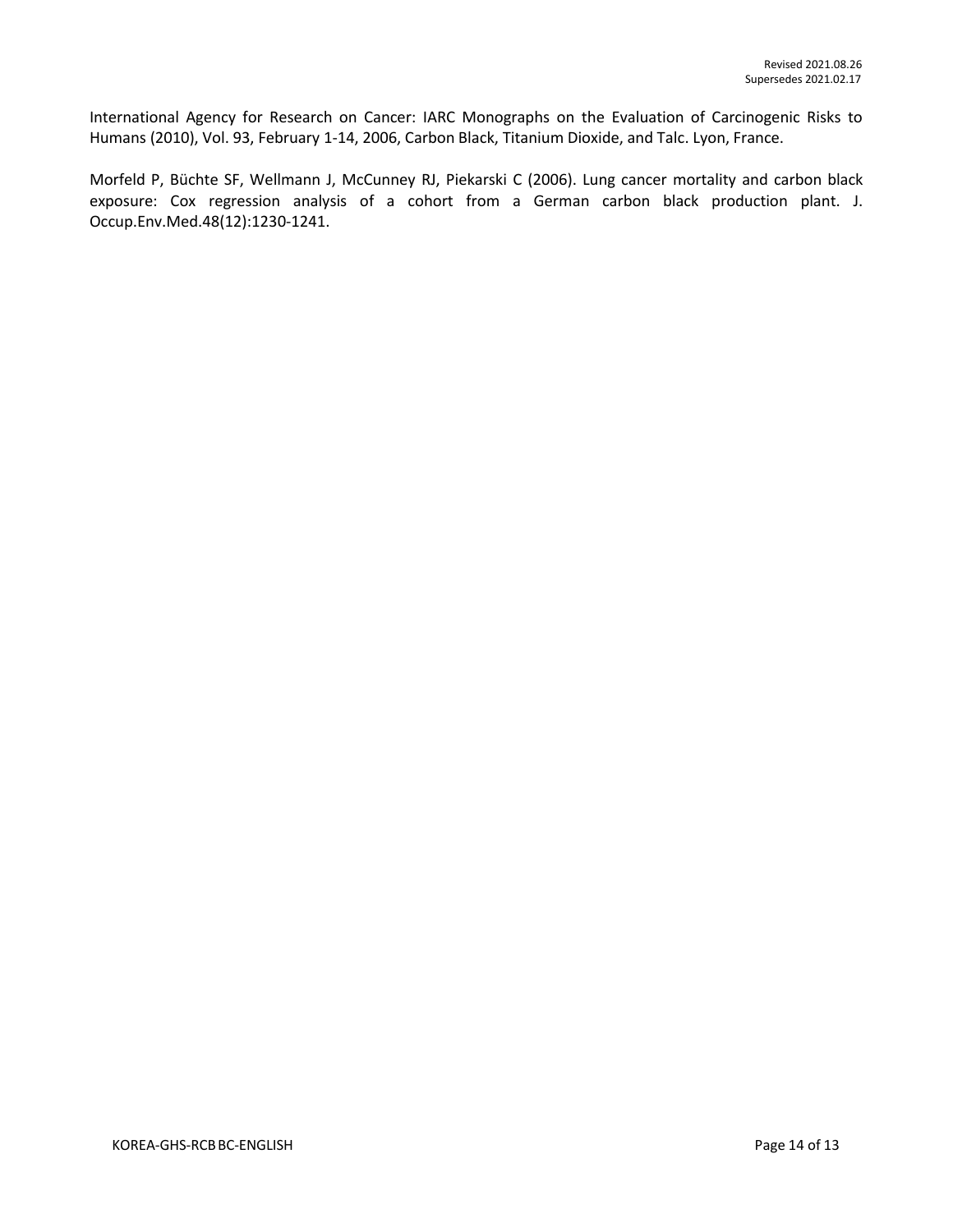International Agency for Research on Cancer: IARC Monographs on the Evaluation of Carcinogenic Risks to Humans (2010), Vol. 93, February 1-14, 2006, Carbon Black, Titanium Dioxide, and Talc. Lyon, France.

Morfeld P, Büchte SF, Wellmann J, McCunney RJ, Piekarski C (2006). Lung cancer mortality and carbon black exposure: Cox regression analysis of a cohort from a German carbon black production plant. J. Occup.Env.Med.48(12):1230-1241.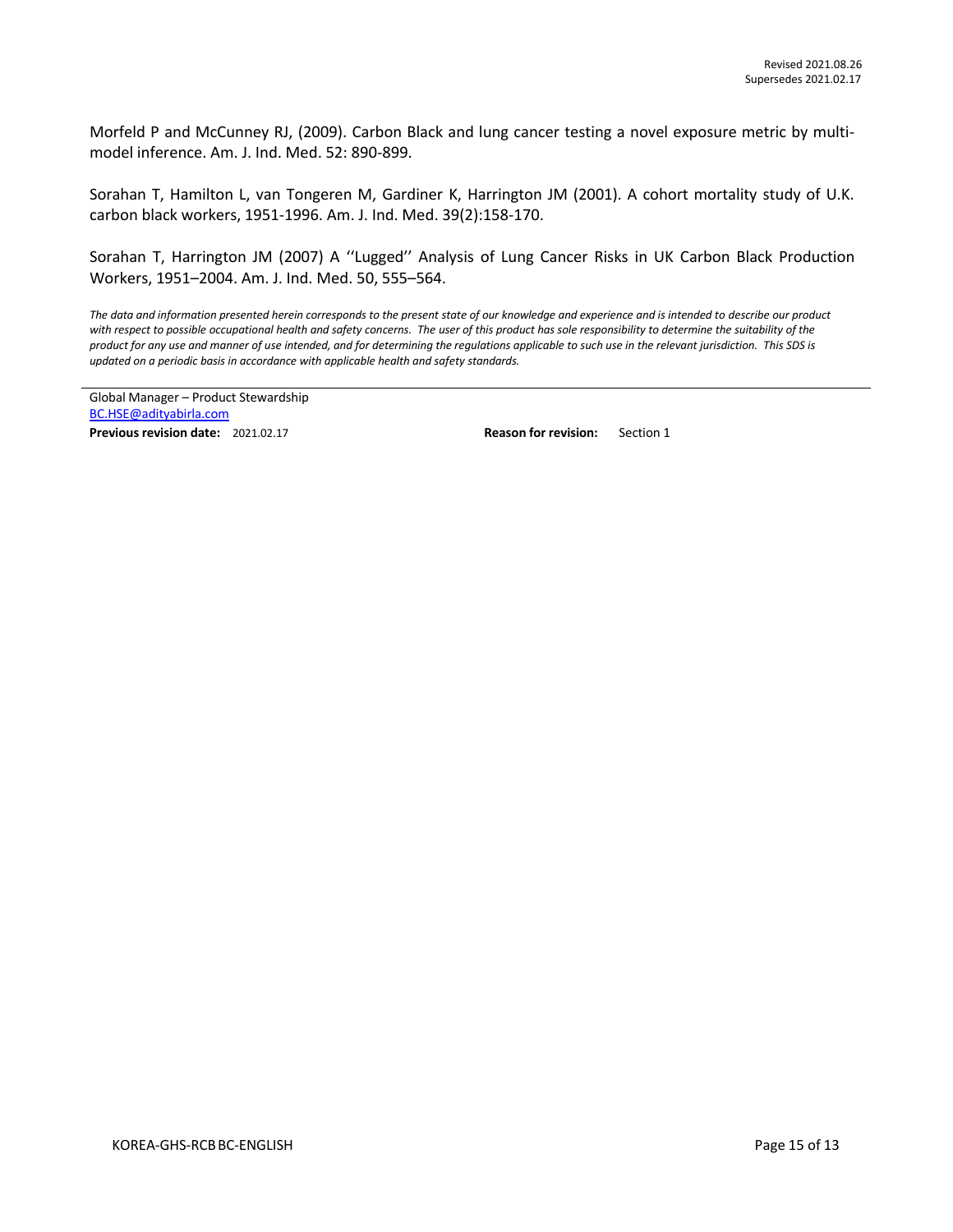Morfeld P and McCunney RJ, (2009). Carbon Black and lung cancer testing a novel exposure metric by multi-model inference. Am. J. Ind. Med. 52: 890-899.

Sorahan T, Hamilton L, van Tongeren M, Gardiner K, Harrington JM (2001). A cohort mortality study of U.K. carbon black workers, 1951-1996. Am. J. Ind. Med. 39(2):158-170.

Sorahan T, Harrington JM (2007) A ''Lugged'' Analysis of Lung Cancer Risks in UK Carbon Black Production Workers, 1951–2004. Am. J. Ind. Med. 50, 555–564.

*The data and information presented herein corresponds to the present state of our knowledge and experience and is intended to describe our product with respect to possible occupational health and safety concerns. The user of this product has sole responsibility to determine the suitability of the product for any use and manner of use intended, and for determining the regulations applicable to such use in the relevant jurisdiction. This SDS is updated on a periodic basis in accordance with applicable health and safety standards.*

---

Global Manager – Product Stewardship
BC.HSE@adityabirla.com

**Previous revision date:** 2021.02.17 **Reason for revision:** Section 1